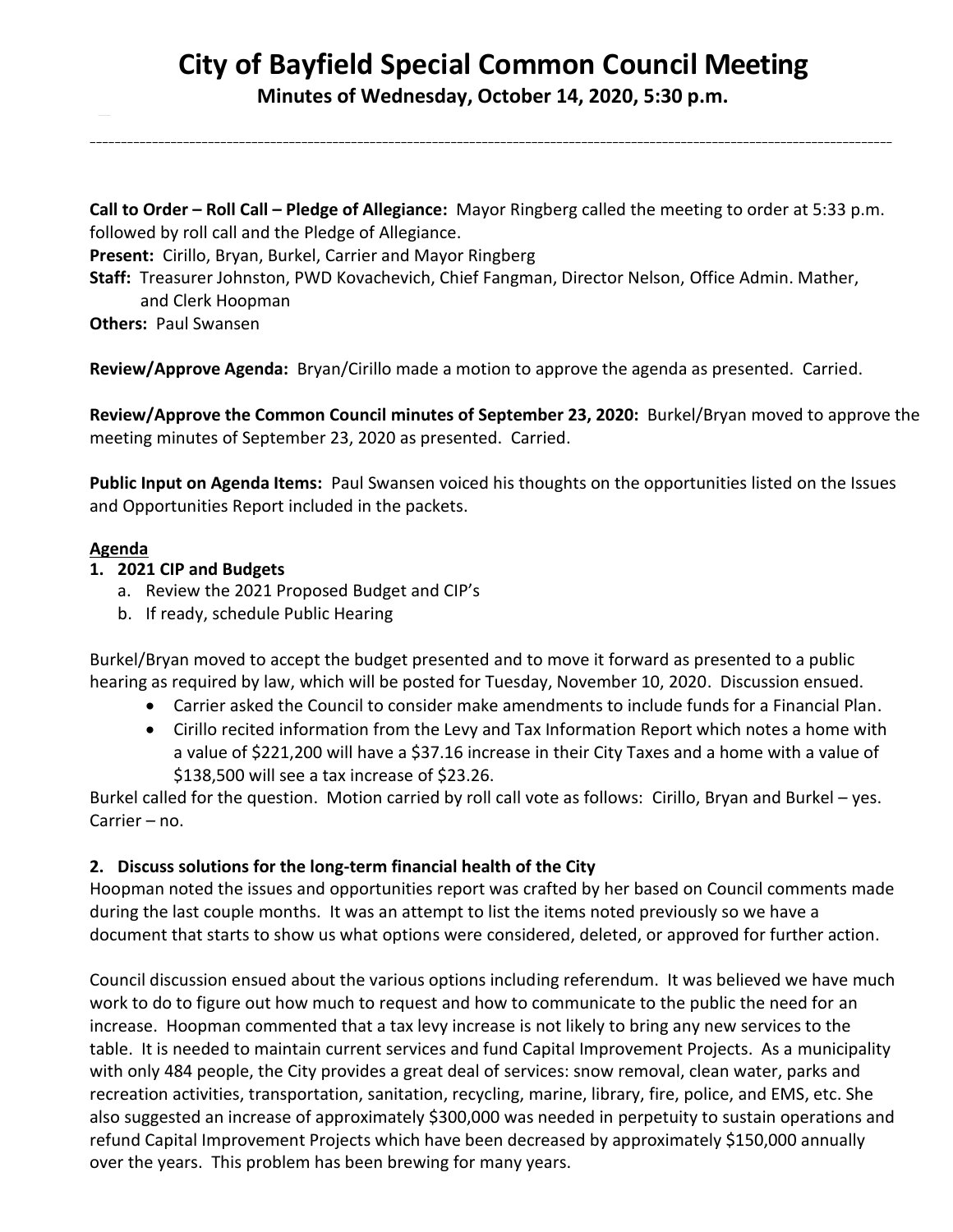# City of Bayfield Special Common Council Meeting

**Minutes of Wednesday, October 14, 2020, 5:30 p.m.**

---

**Call to Order – Roll Call – Pledge of Allegiance:** Mayor Ringberg called the meeting to order at 5:33 p.m. followed by roll call and the Pledge of Allegiance.

**Present:** Cirillo, Bryan, Burkel, Carrier and Mayor Ringberg

**Staff:** Treasurer Johnston, PWD Kovachevich, Chief Fangman, Director Nelson, Office Admin. Mather, and Clerk Hoopman

**Others:** Paul Swansen

**Review/Approve Agenda:** Bryan/Cirillo made a motion to approve the agenda as presented. Carried.

**Review/Approve the Common Council minutes of September 23, 2020:** Burkel/Bryan moved to approve the meeting minutes of September 23, 2020 as presented. Carried.

**Public Input on Agenda Items:** Paul Swansen voiced his thoughts on the opportunities listed on the Issues and Opportunities Report included in the packets.

**Agenda**

**1. 2021 CIP and Budgets**

a. Review the 2021 Proposed Budget and CIP's
b. If ready, schedule Public Hearing

Burkel/Bryan moved to accept the budget presented and to move it forward as presented to a public hearing as required by law, which will be posted for Tuesday, November 10, 2020. Discussion ensued.

- Carrier asked the Council to consider make amendments to include funds for a Financial Plan.
- Cirillo recited information from the Levy and Tax Information Report which notes a home with a value of $221,200 will have a $37.16 increase in their City Taxes and a home with a value of $138,500 will see a tax increase of $23.26.

Burkel called for the question. Motion carried by roll call vote as follows: Cirillo, Bryan and Burkel – yes. Carrier – no.

**2. Discuss solutions for the long-term financial health of the City**

Hoopman noted the issues and opportunities report was crafted by her based on Council comments made during the last couple months. It was an attempt to list the items noted previously so we have a document that starts to show us what options were considered, deleted, or approved for further action.

Council discussion ensued about the various options including referendum. It was believed we have much work to do to figure out how much to request and how to communicate to the public the need for an increase. Hoopman commented that a tax levy increase is not likely to bring any new services to the table. It is needed to maintain current services and fund Capital Improvement Projects. As a municipality with only 484 people, the City provides a great deal of services: snow removal, clean water, parks and recreation activities, transportation, sanitation, recycling, marine, library, fire, police, and EMS, etc. She also suggested an increase of approximately $300,000 was needed in perpetuity to sustain operations and refund Capital Improvement Projects which have been decreased by approximately $150,000 annually over the years. This problem has been brewing for many years.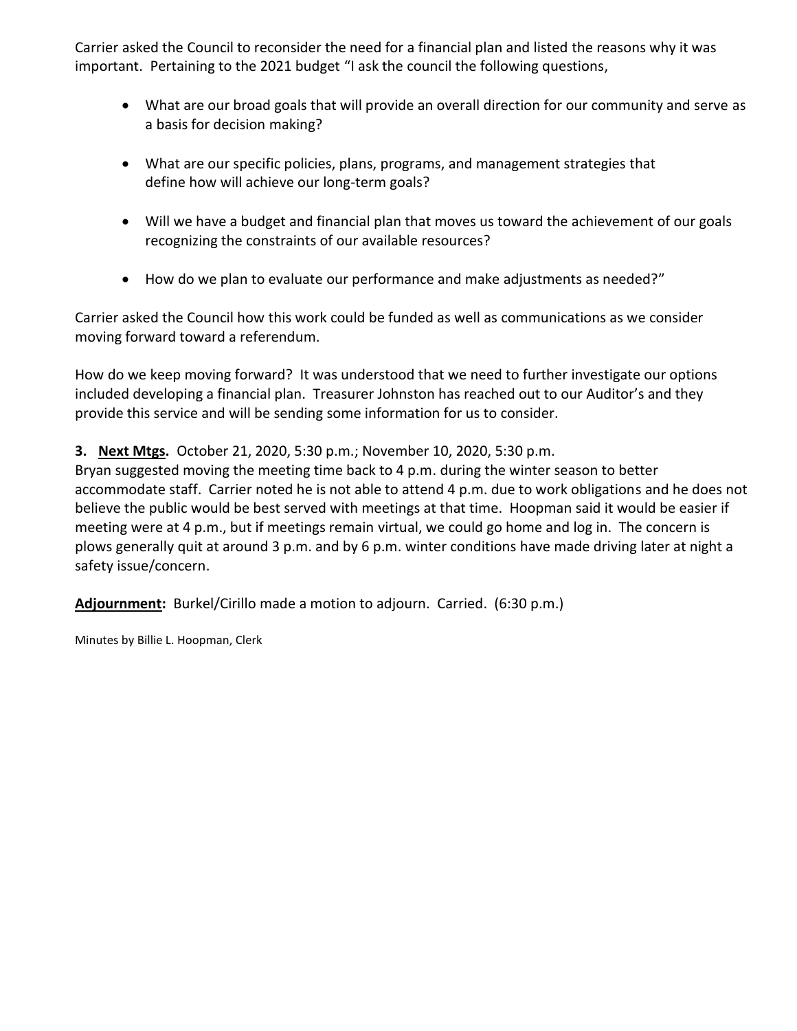Carrier asked the Council to reconsider the need for a financial plan and listed the reasons why it was important. Pertaining to the 2021 budget "I ask the council the following questions,

- What are our broad goals that will provide an overall direction for our community and serve as a basis for decision making?
- What are our specific policies, plans, programs, and management strategies that define how will achieve our long-term goals?
- Will we have a budget and financial plan that moves us toward the achievement of our goals recognizing the constraints of our available resources?
- How do we plan to evaluate our performance and make adjustments as needed?"

Carrier asked the Council how this work could be funded as well as communications as we consider moving forward toward a referendum.

How do we keep moving forward? It was understood that we need to further investigate our options included developing a financial plan. Treasurer Johnston has reached out to our Auditor's and they provide this service and will be sending some information for us to consider.

**3. <u>Next Mtgs</u>.** October 21, 2020, 5:30 p.m.; November 10, 2020, 5:30 p.m.
Bryan suggested moving the meeting time back to 4 p.m. during the winter season to better accommodate staff. Carrier noted he is not able to attend 4 p.m. due to work obligations and he does not believe the public would be best served with meetings at that time. Hoopman said it would be easier if meeting were at 4 p.m., but if meetings remain virtual, we could go home and log in. The concern is plows generally quit at around 3 p.m. and by 6 p.m. winter conditions have made driving later at night a safety issue/concern.

**<u>Adjournment</u>:** Burkel/Cirillo made a motion to adjourn. Carried. (6:30 p.m.)

Minutes by Billie L. Hoopman, Clerk